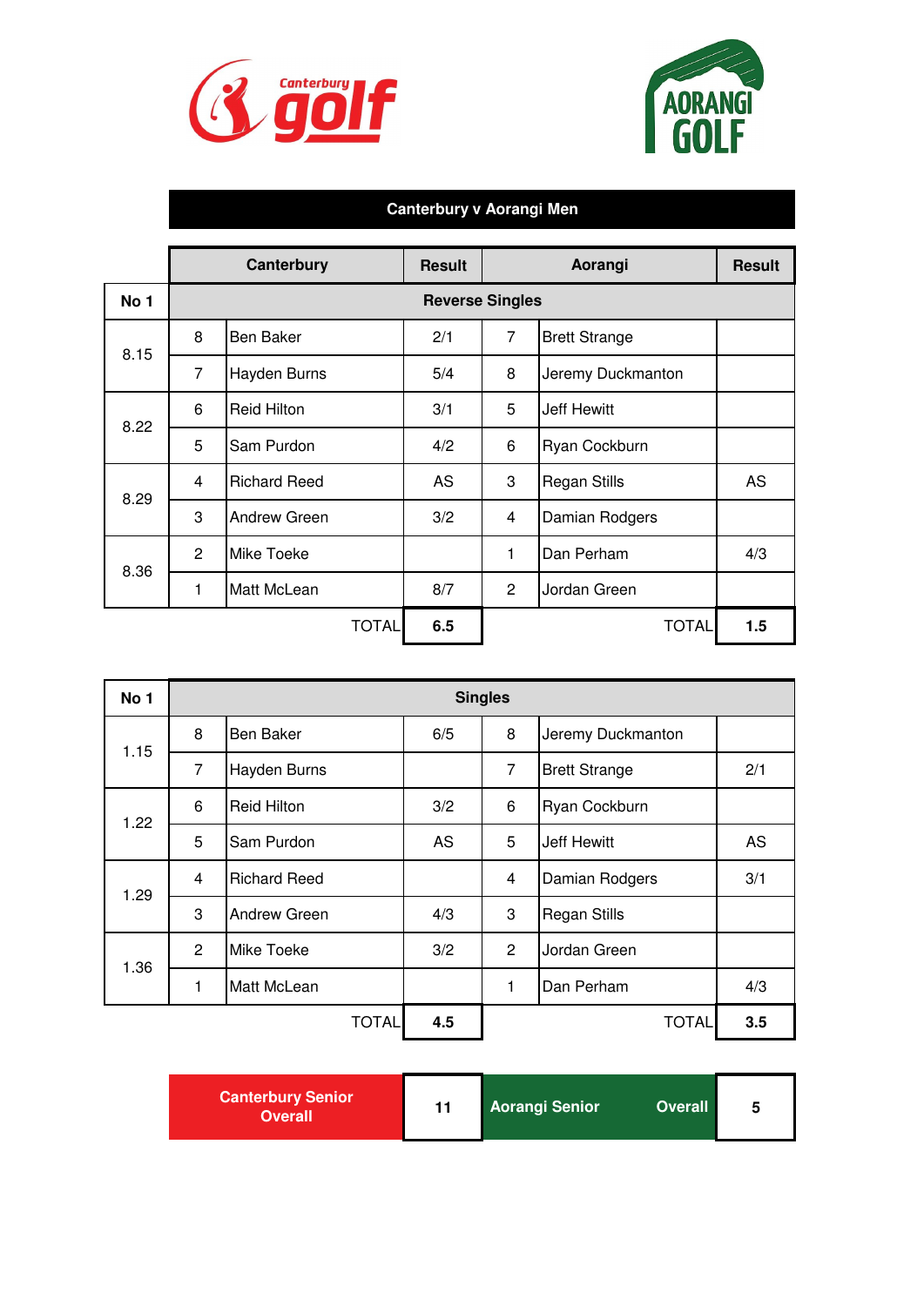Canterbury golf

AORANGI GOLF

## Canterbury v Aorangi Men

| No 1 | | Canterbury | Result | | Aorangi | Result |
|---|---|---|---|---|---|---|
| | | **Reverse Singles** | | | | |
| 8.15 | 8 | Ben Baker | 2/1 | 7 | Brett Strange | |
| | 7 | Hayden Burns | 5/4 | 8 | Jeremy Duckmanton | |
| 8.22 | 6 | Reid Hilton | 3/1 | 5 | Jeff Hewitt | |
| | 5 | Sam Purdon | 4/2 | 6 | Ryan Cockburn | |
| 8.29 | 4 | Richard Reed | AS | 3 | Regan Stills | AS |
| | 3 | Andrew Green | 3/2 | 4 | Damian Rodgers | |
| 8.36 | 2 | Mike Toeke | | 1 | Dan Perham | 4/3 |
| | 1 | Matt McLean | 8/7 | 2 | Jordan Green | |
| | | TOTAL | **6.5** | | TOTAL | **1.5** |

| No 1 | | Singles | | | | |
|---|---|---|---|---|---|---|
| 1.15 | 8 | Ben Baker | 6/5 | 8 | Jeremy Duckmanton | |
| | 7 | Hayden Burns | | 7 | Brett Strange | 2/1 |
| 1.22 | 6 | Reid Hilton | 3/2 | 6 | Ryan Cockburn | |
| | 5 | Sam Purdon | AS | 5 | Jeff Hewitt | AS |
| 1.29 | 4 | Richard Reed | | 4 | Damian Rodgers | 3/1 |
| | 3 | Andrew Green | 4/3 | 3 | Regan Stills | |
| 1.36 | 2 | Mike Toeke | 3/2 | 2 | Jordan Green | |
| | 1 | Matt McLean | | 1 | Dan Perham | 4/3 |
| | | TOTAL | **4.5** | | TOTAL | **3.5** |

| Canterbury Senior Overall | 11 | Aorangi Senior Overall | 5 |
|---|---|---|---|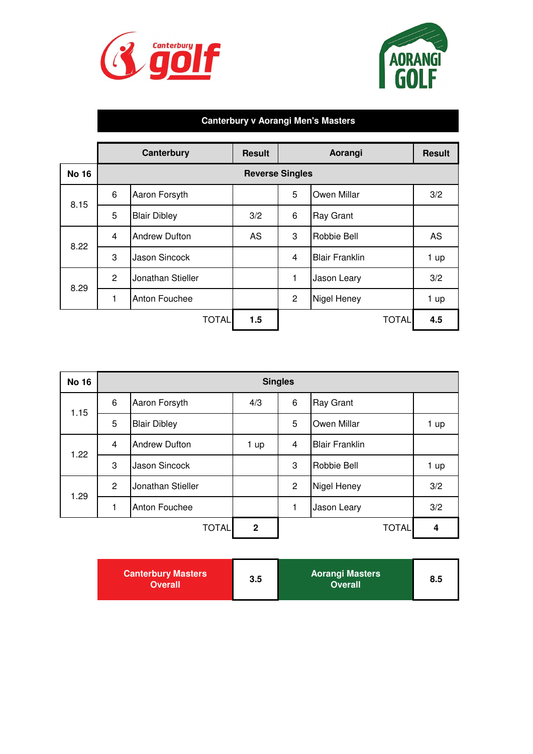# Canterbury v Aorangi Men's Masters

| No 16 | | Canterbury | Result | | Aorangi | Result |
|---|---|---|---|---|---|---|
| | | **Reverse Singles** | | | | |
| 8.15 | 6 | Aaron Forsyth | | 5 | Owen Millar | 3/2 |
| | 5 | Blair Dibley | 3/2 | 6 | Ray Grant | |
| 8.22 | 4 | Andrew Dufton | AS | 3 | Robbie Bell | AS |
| | 3 | Jason Sincock | | 4 | Blair Franklin | 1 up |
| 8.29 | 2 | Jonathan Stieller | | 1 | Jason Leary | 3/2 |
| | 1 | Anton Fouchee | | 2 | Nigel Heney | 1 up |
| | | TOTAL | **1.5** | | TOTAL | **4.5** |

| No 16 | | Canterbury | Result | | Aorangi | Result |
|---|---|---|---|---|---|---|
| | | **Singles** | | | | |
| 1.15 | 6 | Aaron Forsyth | 4/3 | 6 | Ray Grant | |
| | 5 | Blair Dibley | | 5 | Owen Millar | 1 up |
| 1.22 | 4 | Andrew Dufton | 1 up | 4 | Blair Franklin | |
| | 3 | Jason Sincock | | 3 | Robbie Bell | 1 up |
| 1.29 | 2 | Jonathan Stieller | | 2 | Nigel Heney | 3/2 |
| | 1 | Anton Fouchee | | 1 | Jason Leary | 3/2 |
| | | TOTAL | **2** | | TOTAL | **4** |

| Canterbury Masters Overall | 3.5 | Aorangi Masters Overall | 8.5 |
|---|---|---|---|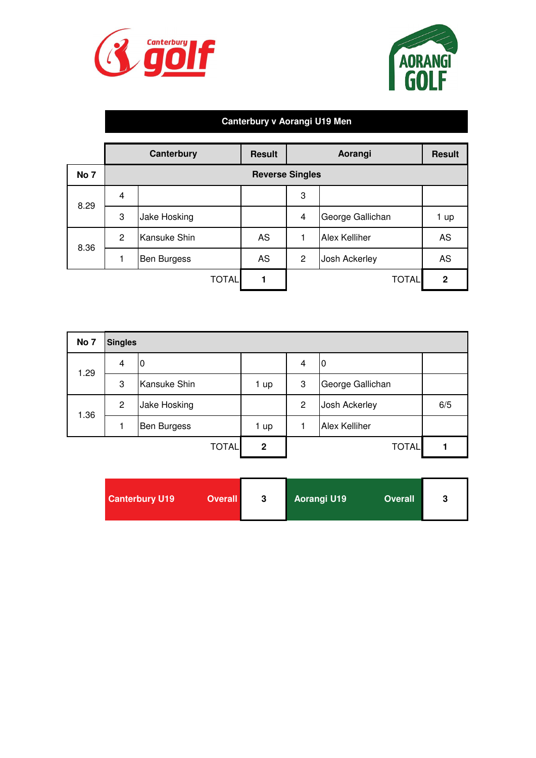## Canterbury v Aorangi U19 Men

| | | Canterbury | Result | | Aorangi | Result |
|---|---|---|---|---|---|---|
| **No 7** | **Reverse Singles** | | | | | |
| 8.29 | 4 | | | 3 | | |
| | 3 | Jake Hosking | | 4 | George Gallichan | 1 up |
| 8.36 | 2 | Kansuke Shin | AS | 1 | Alex Kelliher | AS |
| | 1 | Ben Burgess | AS | 2 | Josh Ackerley | AS |
| | | TOTAL | **1** | | TOTAL | **2** |

| | | | | | | |
|---|---|---|---|---|---|---|
| **No 7** | **Singles** | | | | | |
| 1.29 | 4 | 0 | | 4 | 0 | |
| | 3 | Kansuke Shin | 1 up | 3 | George Gallichan | |
| 1.36 | 2 | Jake Hosking | | 2 | Josh Ackerley | 6/5 |
| | 1 | Ben Burgess | 1 up | 1 | Alex Kelliher | |
| | | TOTAL | **2** | | TOTAL | **1** |

| | | | | |
|---|---|---|---|---|
| **Canterbury U19** | **Overall** | **3** | **Aorangi U19** | **Overall** | **3** |